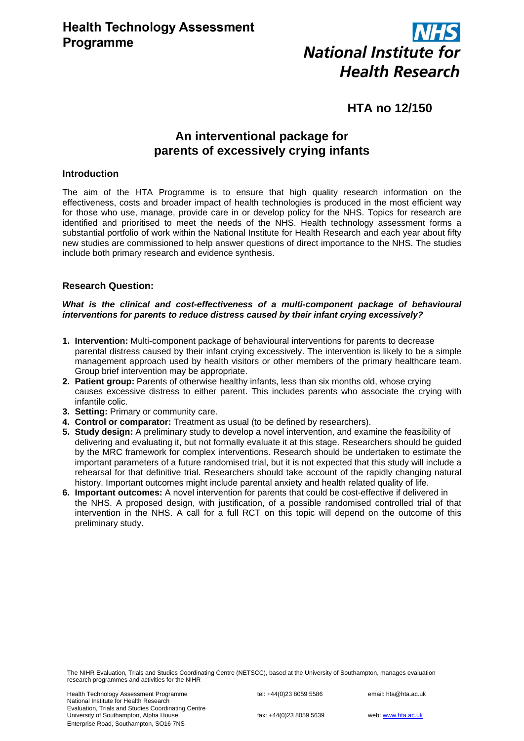# Health Technology Assessment Programme

**NHS National Institute for Health Research**

## HTA no 12/150

## An interventional package for parents of excessively crying infants

### Introduction

The aim of the HTA Programme is to ensure that high quality research information on the effectiveness, costs and broader impact of health technologies is produced in the most efficient way for those who use, manage, provide care in or develop policy for the NHS. Topics for research are identified and prioritised to meet the needs of the NHS. Health technology assessment forms a substantial portfolio of work within the National Institute for Health Research and each year about fifty new studies are commissioned to help answer questions of direct importance to the NHS. The studies include both primary research and evidence synthesis.

### Research Question:

***What is the clinical and cost-effectiveness of a multi-component package of behavioural interventions for parents to reduce distress caused by their infant crying excessively?***

1. **Intervention:** Multi-component package of behavioural interventions for parents to decrease parental distress caused by their infant crying excessively. The intervention is likely to be a simple management approach used by health visitors or other members of the primary healthcare team. Group brief intervention may be appropriate.
2. **Patient group:** Parents of otherwise healthy infants, less than six months old, whose crying causes excessive distress to either parent. This includes parents who associate the crying with infantile colic.
3. **Setting:** Primary or community care.
4. **Control or comparator:** Treatment as usual (to be defined by researchers).
5. **Study design:** A preliminary study to develop a novel intervention, and examine the feasibility of delivering and evaluating it, but not formally evaluate it at this stage. Researchers should be guided by the MRC framework for complex interventions. Research should be undertaken to estimate the important parameters of a future randomised trial, but it is not expected that this study will include a rehearsal for that definitive trial. Researchers should take account of the rapidly changing natural history. Important outcomes might include parental anxiety and health related quality of life.
6. **Important outcomes:** A novel intervention for parents that could be cost-effective if delivered in the NHS. A proposed design, with justification, of a possible randomised controlled trial of that intervention in the NHS. A call for a full RCT on this topic will depend on the outcome of this preliminary study.

The NIHR Evaluation, Trials and Studies Coordinating Centre (NETSCC), based at the University of Southampton, manages evaluation research programmes and activities for the NIHR

Health Technology Assessment Programme
National Institute for Health Research
Evaluation, Trials and Studies Coordinating Centre
University of Southampton, Alpha House
Enterprise Road, Southampton, SO16 7NS

tel: +44(0)23 8059 5586
fax: +44(0)23 8059 5639

email: hta@hta.ac.uk
web: www.hta.ac.uk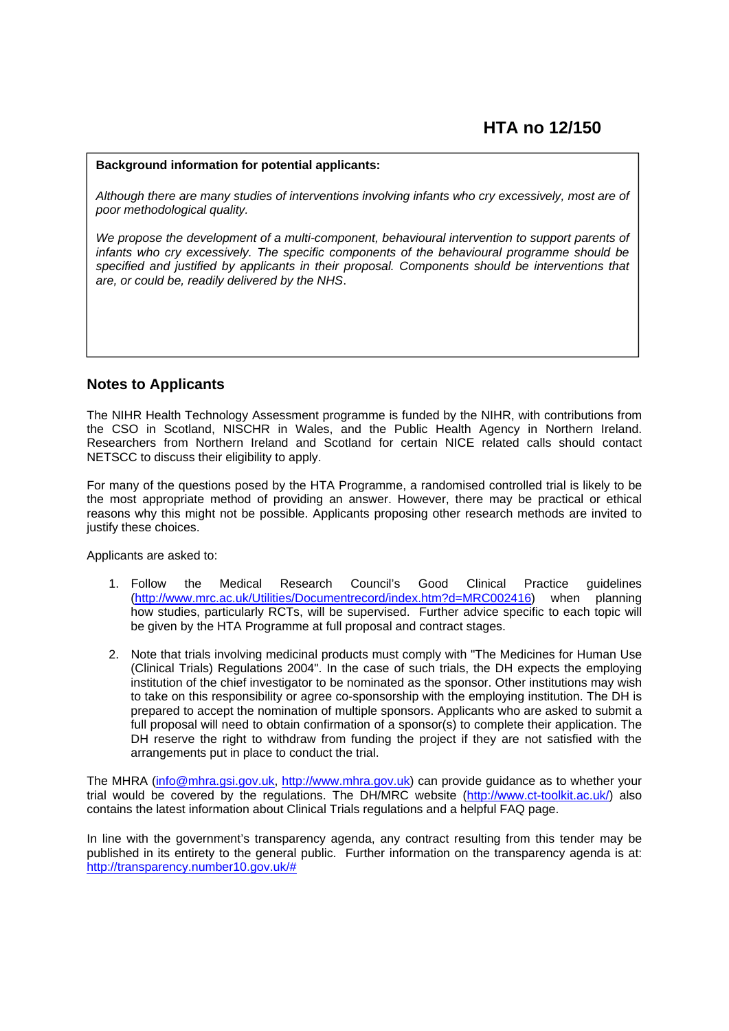# HTA no 12/150

**Background information for potential applicants:**

*Although there are many studies of interventions involving infants who cry excessively, most are of poor methodological quality.*

*We propose the development of a multi-component, behavioural intervention to support parents of infants who cry excessively. The specific components of the behavioural programme should be specified and justified by applicants in their proposal. Components should be interventions that are, or could be, readily delivered by the NHS*.

## Notes to Applicants

The NIHR Health Technology Assessment programme is funded by the NIHR, with contributions from the CSO in Scotland, NISCHR in Wales, and the Public Health Agency in Northern Ireland. Researchers from Northern Ireland and Scotland for certain NICE related calls should contact NETSCC to discuss their eligibility to apply.

For many of the questions posed by the HTA Programme, a randomised controlled trial is likely to be the most appropriate method of providing an answer. However, there may be practical or ethical reasons why this might not be possible. Applicants proposing other research methods are invited to justify these choices.

Applicants are asked to:

1. Follow the Medical Research Council's Good Clinical Practice guidelines (http://www.mrc.ac.uk/Utilities/Documentrecord/index.htm?d=MRC002416) when planning how studies, particularly RCTs, will be supervised. Further advice specific to each topic will be given by the HTA Programme at full proposal and contract stages.

2. Note that trials involving medicinal products must comply with "The Medicines for Human Use (Clinical Trials) Regulations 2004". In the case of such trials, the DH expects the employing institution of the chief investigator to be nominated as the sponsor. Other institutions may wish to take on this responsibility or agree co-sponsorship with the employing institution. The DH is prepared to accept the nomination of multiple sponsors. Applicants who are asked to submit a full proposal will need to obtain confirmation of a sponsor(s) to complete their application. The DH reserve the right to withdraw from funding the project if they are not satisfied with the arrangements put in place to conduct the trial.

The MHRA (info@mhra.gsi.gov.uk, http://www.mhra.gov.uk) can provide guidance as to whether your trial would be covered by the regulations. The DH/MRC website (http://www.ct-toolkit.ac.uk/) also contains the latest information about Clinical Trials regulations and a helpful FAQ page.

In line with the government's transparency agenda, any contract resulting from this tender may be published in its entirety to the general public. Further information on the transparency agenda is at: http://transparency.number10.gov.uk/#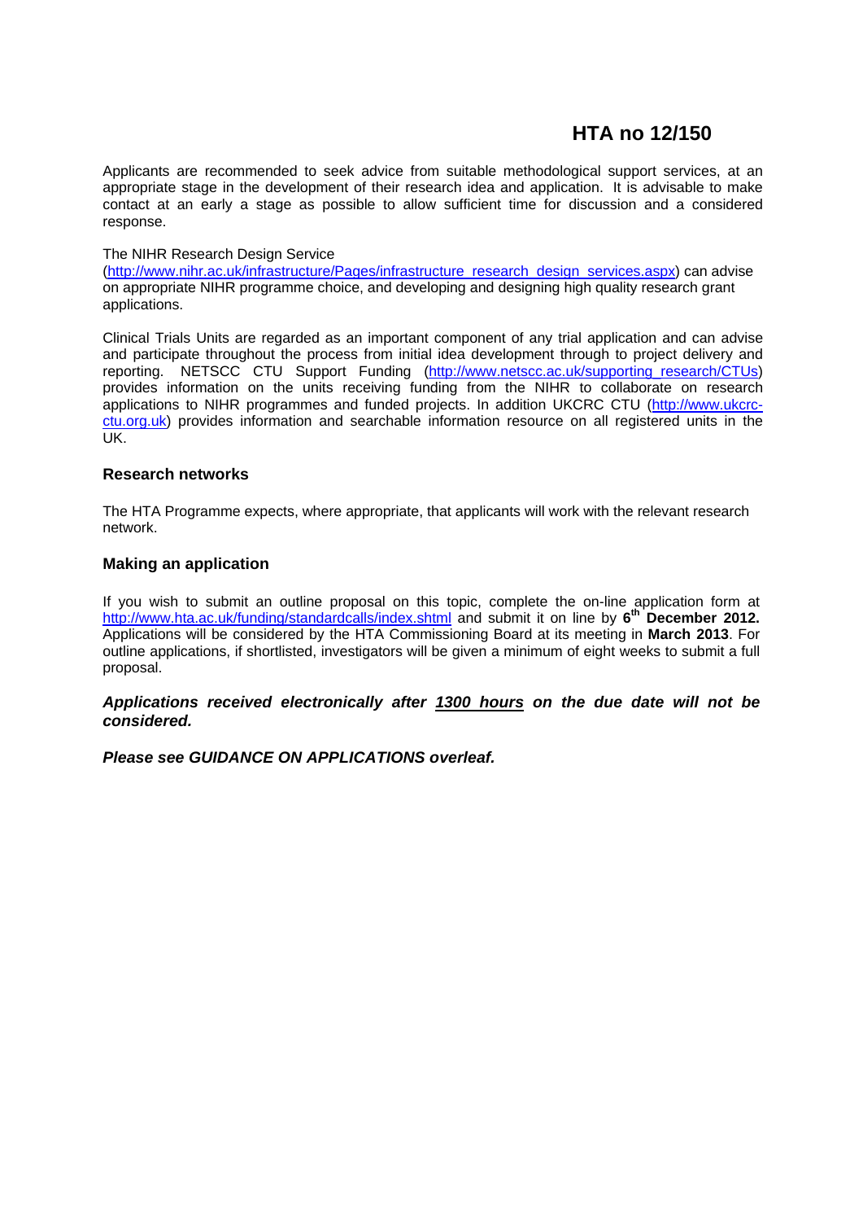# HTA no 12/150

Applicants are recommended to seek advice from suitable methodological support services, at an appropriate stage in the development of their research idea and application. It is advisable to make contact at an early a stage as possible to allow sufficient time for discussion and a considered response.

The NIHR Research Design Service (http://www.nihr.ac.uk/infrastructure/Pages/infrastructure_research_design_services.aspx) can advise on appropriate NIHR programme choice, and developing and designing high quality research grant applications.

Clinical Trials Units are regarded as an important component of any trial application and can advise and participate throughout the process from initial idea development through to project delivery and reporting. NETSCC CTU Support Funding (http://www.netscc.ac.uk/supporting_research/CTUs) provides information on the units receiving funding from the NIHR to collaborate on research applications to NIHR programmes and funded projects. In addition UKCRC CTU (http://www.ukcrc-ctu.org.uk) provides information and searchable information resource on all registered units in the UK.

### Research networks

The HTA Programme expects, where appropriate, that applicants will work with the relevant research network.

### Making an application

If you wish to submit an outline proposal on this topic, complete the on-line application form at http://www.hta.ac.uk/funding/standardcalls/index.shtml and submit it on line by **6th December 2012.** Applications will be considered by the HTA Commissioning Board at its meeting in **March 2013**. For outline applications, if shortlisted, investigators will be given a minimum of eight weeks to submit a full proposal.

***Applications received electronically after 1300 hours on the due date will not be considered.***

***Please see GUIDANCE ON APPLICATIONS overleaf.***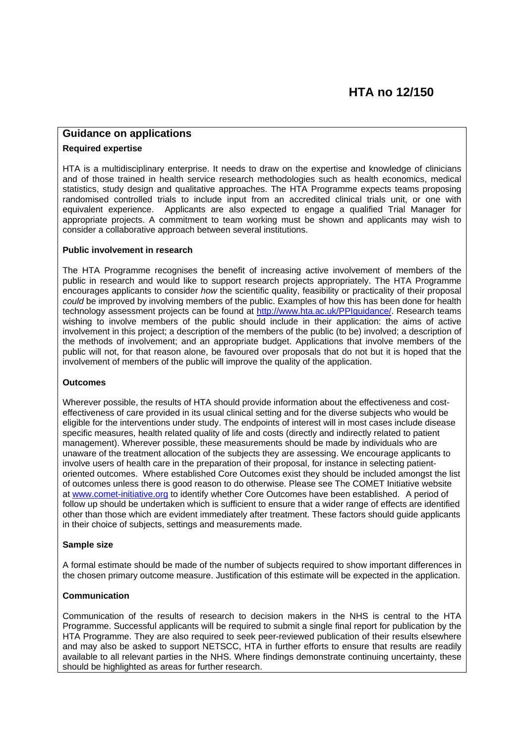# HTA no 12/150

## Guidance on applications

**Required expertise**

HTA is a multidisciplinary enterprise. It needs to draw on the expertise and knowledge of clinicians and of those trained in health service research methodologies such as health economics, medical statistics, study design and qualitative approaches. The HTA Programme expects teams proposing randomised controlled trials to include input from an accredited clinical trials unit, or one with equivalent experience. Applicants are also expected to engage a qualified Trial Manager for appropriate projects. A commitment to team working must be shown and applicants may wish to consider a collaborative approach between several institutions.

**Public involvement in research**

The HTA Programme recognises the benefit of increasing active involvement of members of the public in research and would like to support research projects appropriately. The HTA Programme encourages applicants to consider *how* the scientific quality, feasibility or practicality of their proposal *could* be improved by involving members of the public. Examples of how this has been done for health technology assessment projects can be found at http://www.hta.ac.uk/PPIguidance/. Research teams wishing to involve members of the public should include in their application: the aims of active involvement in this project; a description of the members of the public (to be) involved; a description of the methods of involvement; and an appropriate budget. Applications that involve members of the public will not, for that reason alone, be favoured over proposals that do not but it is hoped that the involvement of members of the public will improve the quality of the application.

**Outcomes**

Wherever possible, the results of HTA should provide information about the effectiveness and cost-effectiveness of care provided in its usual clinical setting and for the diverse subjects who would be eligible for the interventions under study. The endpoints of interest will in most cases include disease specific measures, health related quality of life and costs (directly and indirectly related to patient management). Wherever possible, these measurements should be made by individuals who are unaware of the treatment allocation of the subjects they are assessing. We encourage applicants to involve users of health care in the preparation of their proposal, for instance in selecting patient-oriented outcomes. Where established Core Outcomes exist they should be included amongst the list of outcomes unless there is good reason to do otherwise. Please see The COMET Initiative website at www.comet-initiative.org to identify whether Core Outcomes have been established. A period of follow up should be undertaken which is sufficient to ensure that a wider range of effects are identified other than those which are evident immediately after treatment. These factors should guide applicants in their choice of subjects, settings and measurements made.

**Sample size**

A formal estimate should be made of the number of subjects required to show important differences in the chosen primary outcome measure. Justification of this estimate will be expected in the application.

**Communication**

Communication of the results of research to decision makers in the NHS is central to the HTA Programme. Successful applicants will be required to submit a single final report for publication by the HTA Programme. They are also required to seek peer-reviewed publication of their results elsewhere and may also be asked to support NETSCC, HTA in further efforts to ensure that results are readily available to all relevant parties in the NHS. Where findings demonstrate continuing uncertainty, these should be highlighted as areas for further research.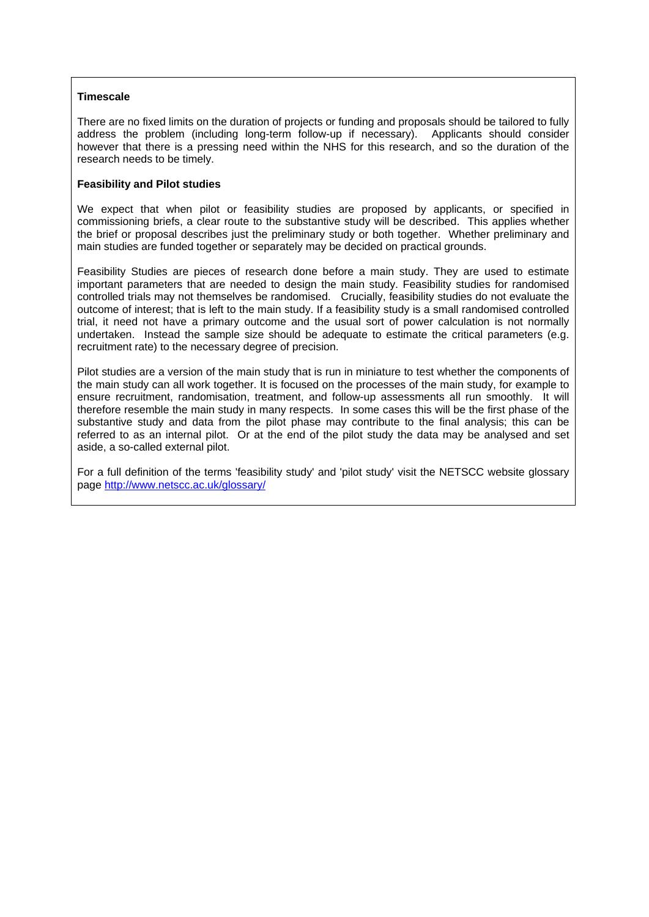**Timescale**

There are no fixed limits on the duration of projects or funding and proposals should be tailored to fully address the problem (including long-term follow-up if necessary). Applicants should consider however that there is a pressing need within the NHS for this research, and so the duration of the research needs to be timely.

**Feasibility and Pilot studies**

We expect that when pilot or feasibility studies are proposed by applicants, or specified in commissioning briefs, a clear route to the substantive study will be described. This applies whether the brief or proposal describes just the preliminary study or both together. Whether preliminary and main studies are funded together or separately may be decided on practical grounds.

Feasibility Studies are pieces of research done before a main study. They are used to estimate important parameters that are needed to design the main study. Feasibility studies for randomised controlled trials may not themselves be randomised. Crucially, feasibility studies do not evaluate the outcome of interest; that is left to the main study. If a feasibility study is a small randomised controlled trial, it need not have a primary outcome and the usual sort of power calculation is not normally undertaken. Instead the sample size should be adequate to estimate the critical parameters (e.g. recruitment rate) to the necessary degree of precision.

Pilot studies are a version of the main study that is run in miniature to test whether the components of the main study can all work together. It is focused on the processes of the main study, for example to ensure recruitment, randomisation, treatment, and follow-up assessments all run smoothly. It will therefore resemble the main study in many respects. In some cases this will be the first phase of the substantive study and data from the pilot phase may contribute to the final analysis; this can be referred to as an internal pilot. Or at the end of the pilot study the data may be analysed and set aside, a so-called external pilot.

For a full definition of the terms 'feasibility study' and 'pilot study' visit the NETSCC website glossary page http://www.netscc.ac.uk/glossary/